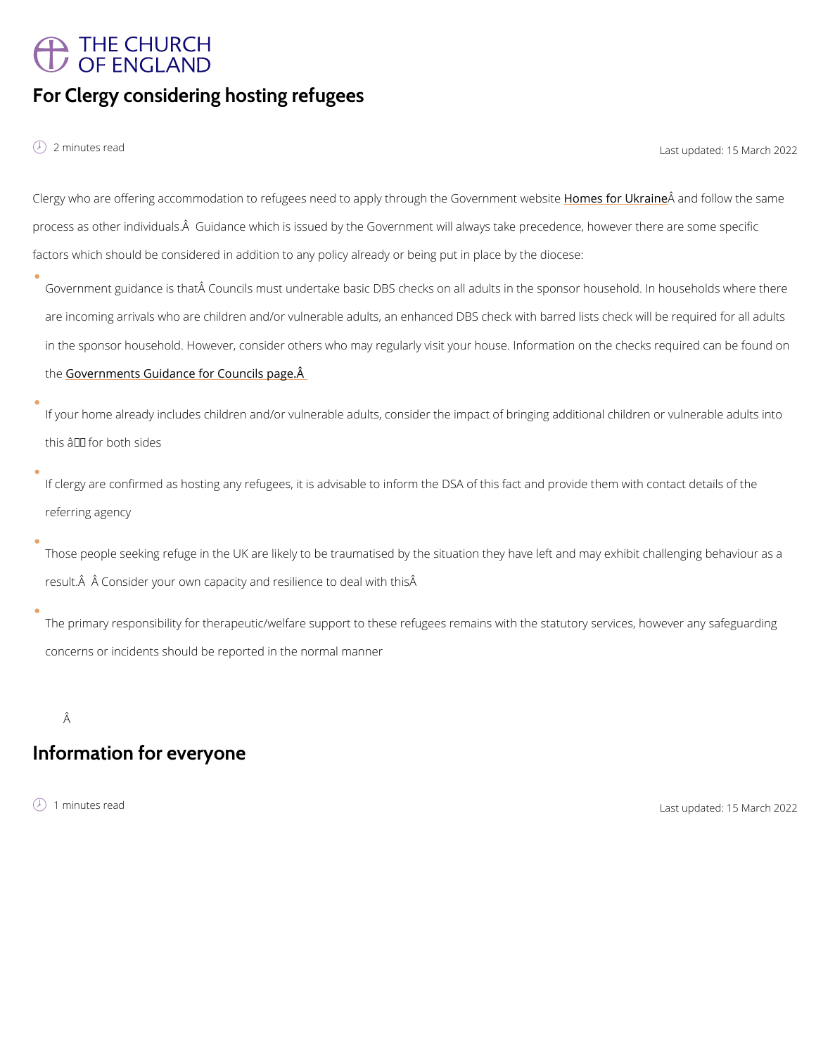THE CHURCH OF ENGLAND

# For Clergy considering hosting refugees

2 minutes read

Last updated: 15 March 2022

Clergy who are offering accommodation to refugees need to apply through the Government website Homes for UkraineÂ and follow the same process as other individuals.Â  Guidance which is issued by the Government will always take precedence, however there are some specific factors which should be considered in addition to any policy already or being put in place by the diocese:

- Government guidance is thatÂ Councils must undertake basic DBS checks on all adults in the sponsor household. In households where there are incoming arrivals who are children and/or vulnerable adults, an enhanced DBS check with barred lists check will be required for all adults in the sponsor household. However, consider others who may regularly visit your house. Information on the checks required can be found on the Governments Guidance for Councils page.Â 
- If your home already includes children and/or vulnerable adults, consider the impact of bringing additional children or vulnerable adults into this â for both sides
- If clergy are confirmed as hosting any refugees, it is advisable to inform the DSA of this fact and provide them with contact details of the referring agency
- Those people seeking refuge in the UK are likely to be traumatised by the situation they have left and may exhibit challenging behaviour as a result.Â  Â Consider your own capacity and resilience to deal with thisÂ 
- The primary responsibility for therapeutic/welfare support to these refugees remains with the statutory services, however any safeguarding concerns or incidents should be reported in the normal manner

Â 

# Information for everyone

1 minutes read

Last updated: 15 March 2022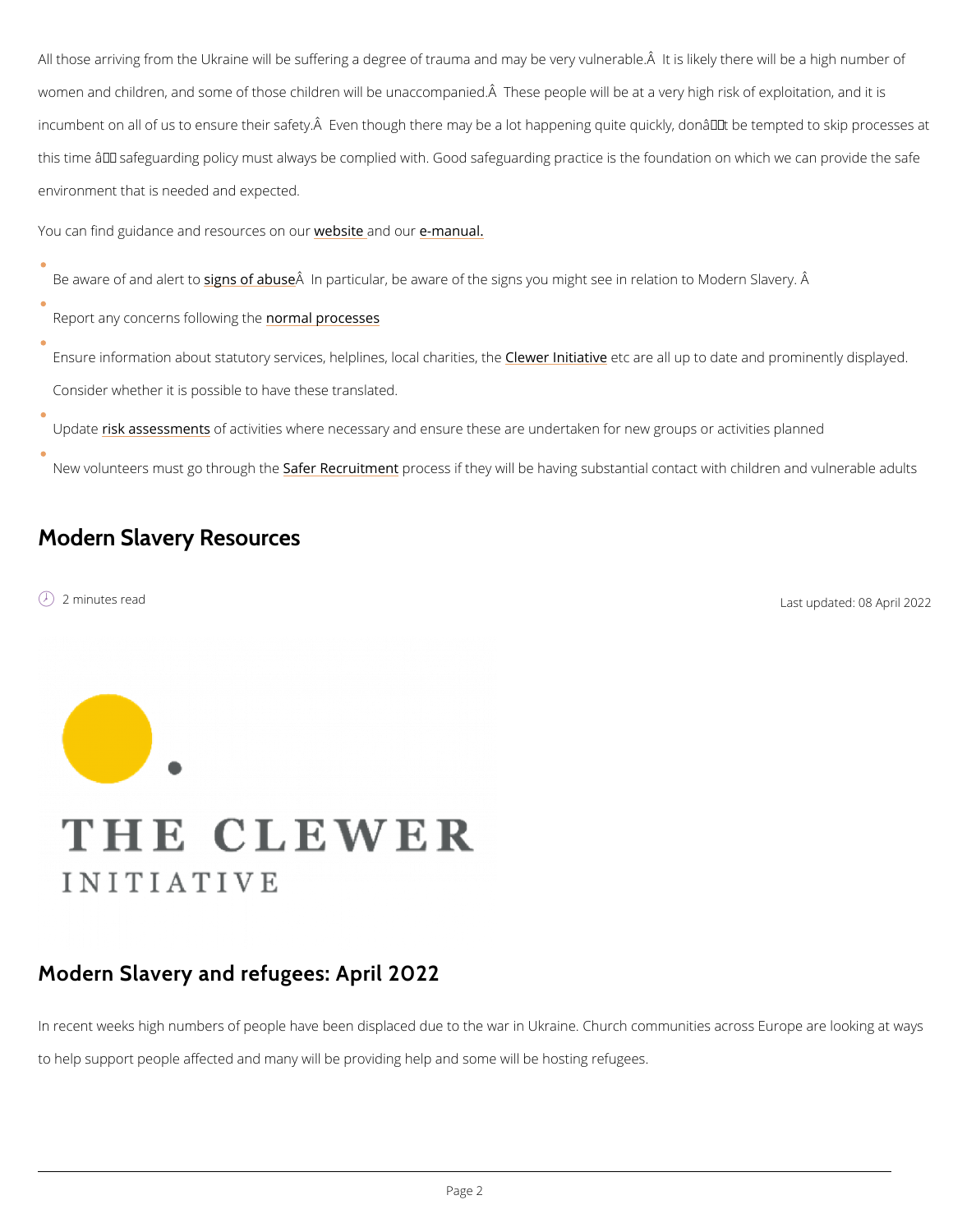All those arriving from the Ukraine will be suffering a degree of trauma and may be very vulnerable.Â  It is likely there will be a high number of women and children, and some of those children will be unaccompanied.Â  These people will be at a very high risk of exploitation, and it is incumbent on all of us to ensure their safety.Â  Even though there may be a lot happening quite quickly, donâ€™t be tempted to skip processes at this time â€“ safeguarding policy must always be complied with. Good safeguarding practice is the foundation on which we can provide the safe environment that is needed and expected.

You can find guidance and resources on our website and our e-manual.

- Be aware of and alert to signs of abuseÂ  In particular, be aware of the signs you might see in relation to Modern Slavery. Â
- Report any concerns following the normal processes
- Ensure information about statutory services, helplines, local charities, the Clewer Initiative etc are all up to date and prominently displayed. Consider whether it is possible to have these translated.
- Update risk assessments of activities where necessary and ensure these are undertaken for new groups or activities planned
- New volunteers must go through the Safer Recruitment process if they will be having substantial contact with children and vulnerable adults

## Modern Slavery Resources

2 minutes read

Last updated: 08 April 2022

THE CLEWER INITIATIVE

## Modern Slavery and refugees: April 2022

In recent weeks high numbers of people have been displaced due to the war in Ukraine. Church communities across Europe are looking at ways to help support people affected and many will be providing help and some will be hosting refugees.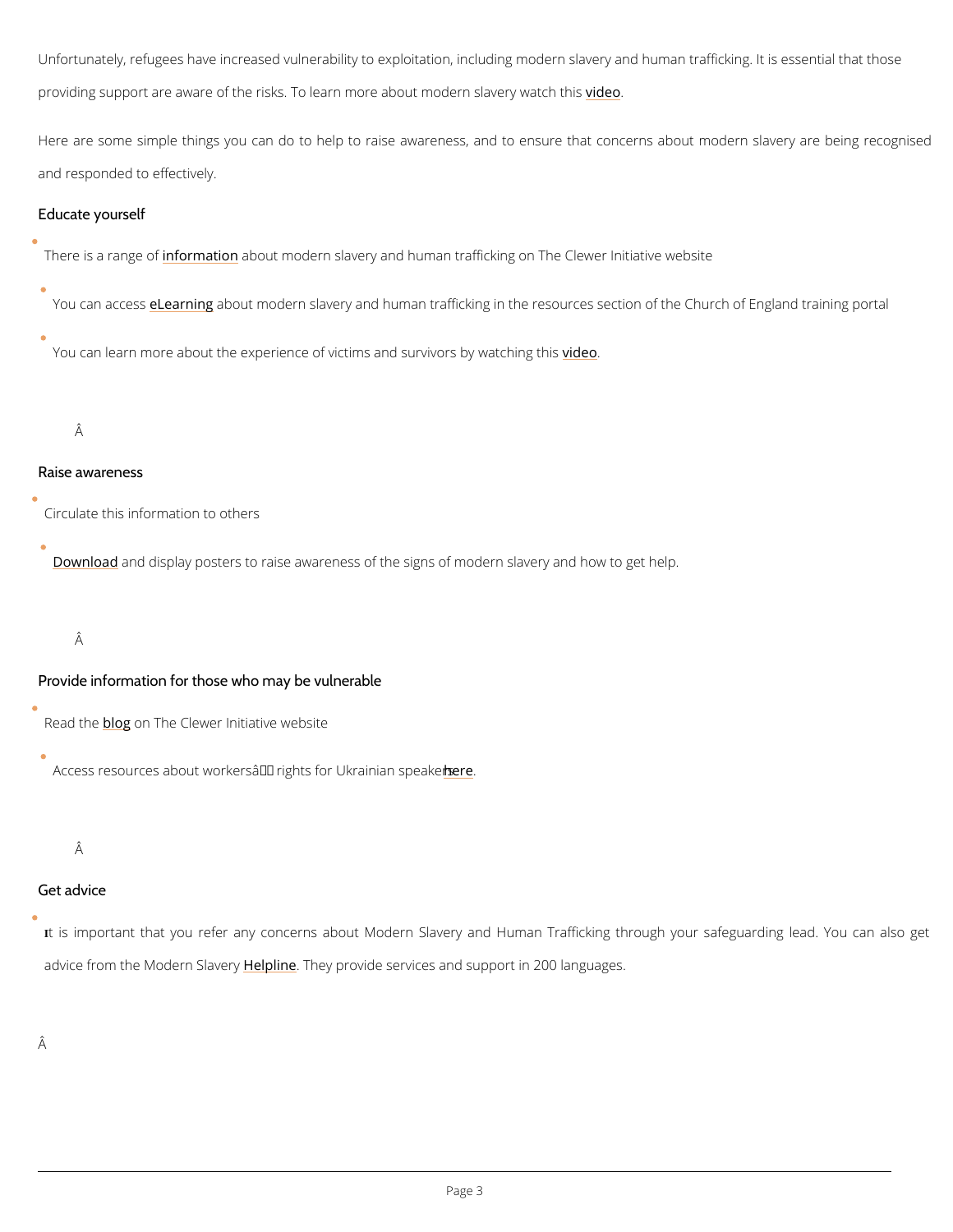Unfortunately, refugees have increased vulnerability to exploitation, including modern slavery and human trafficking. It is essential that those providing support are aware of the risks. To learn more about modern slavery watch this video.

Here are some simple things you can do to help to raise awareness, and to ensure that concerns about modern slavery are being recognised and responded to effectively.

## Educate yourself

- There is a range of information about modern slavery and human trafficking on The Clewer Initiative website
- You can access eLearning about modern slavery and human trafficking in the resources section of the Church of England training portal
- You can learn more about the experience of victims and survivors by watching this video.

## Raise awareness

- Circulate this information to others
- Download and display posters to raise awareness of the signs of modern slavery and how to get help.

## Provide information for those who may be vulnerable

- Read the blog on The Clewer Initiative website
- Access resources about workers' rights for Ukrainian speakers here.

## Get advice

- It is important that you refer any concerns about Modern Slavery and Human Trafficking through your safeguarding lead. You can also get advice from the Modern Slavery Helpline. They provide services and support in 200 languages.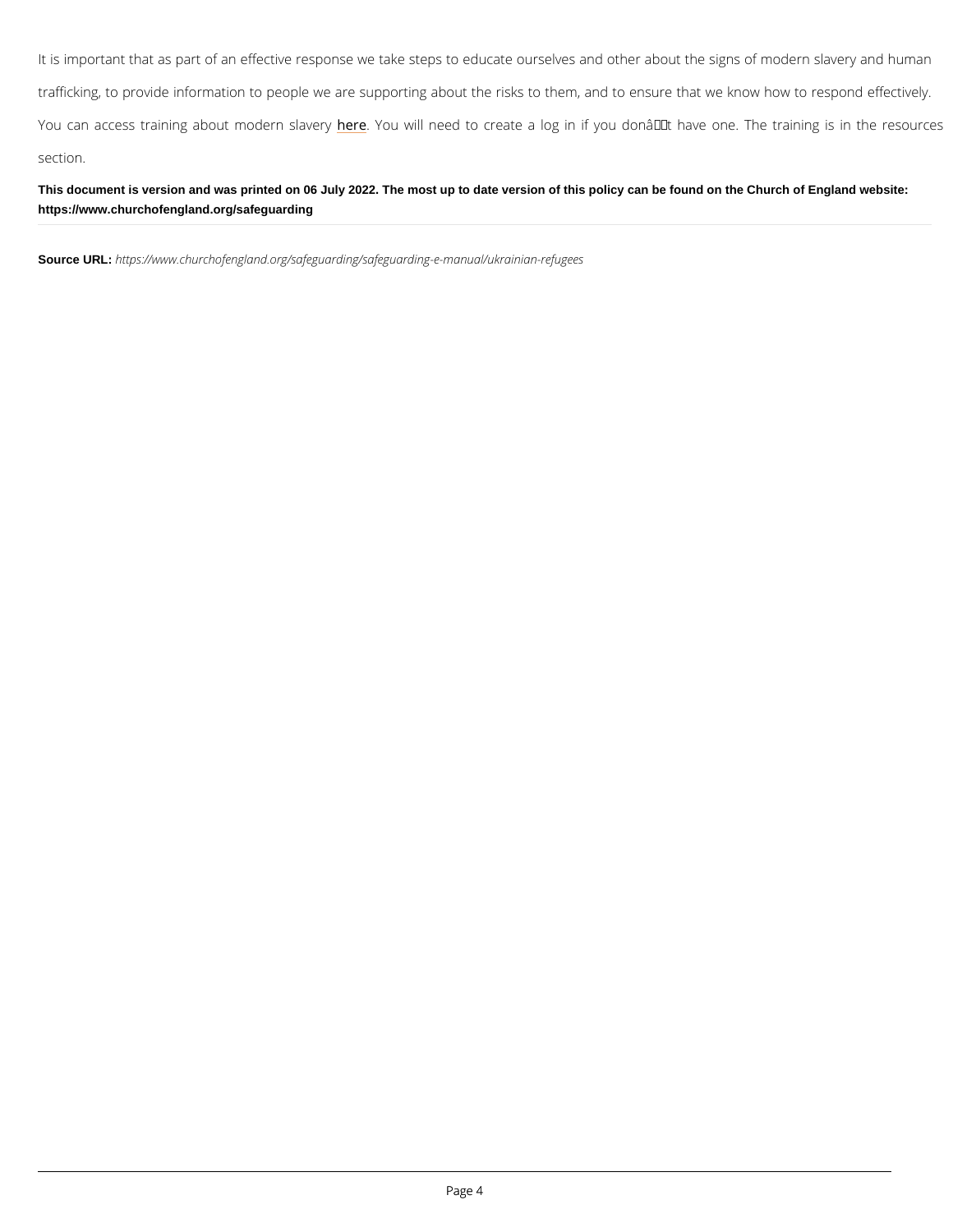It is important that as part of an effective response we take steps to educate ourselves and other about the signs of modern slavery and human trafficking, to provide information to people we are supporting about the risks to them, and to ensure that we know how to respond effectively. You can access training about modern slavery here. You will need to create a log in if you donâ€™t have one. The training is in the resources section.

**This document is version and was printed on 06 July 2022. The most up to date version of this policy can be found on the Church of England website: https://www.churchofengland.org/safeguarding**

**Source URL:** *https://www.churchofengland.org/safeguarding/safeguarding-e-manual/ukrainian-refugees*